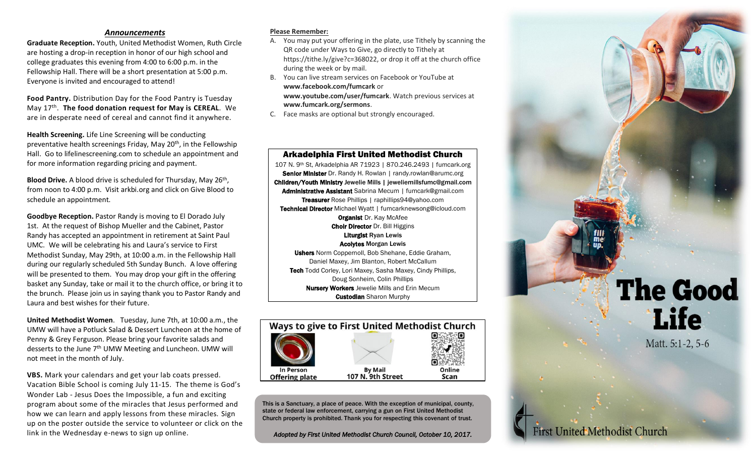## *Announcements*

**Graduate Reception.** Youth, United Methodist Women, Ruth Circle are hosting a drop-in reception in honor of our high school and college graduates this evening from 4:00 to 6:00 p.m. in the Fellowship Hall. There will be a short presentation at 5:00 p.m. Everyone is invited and encouraged to attend!

**Food Pantry.** Distribution Day for the Food Pantry is Tuesday May 17th. **The food donation request for May is CEREAL**. We are in desperate need of cereal and cannot find it anywhere.

**Health Screening.** Life Line Screening will be conducting preventative health screenings Friday, May 20th, in the Fellowship Hall. Go to lifelinescreening.com to schedule an appointment and for more information regarding pricing and payment.

**Blood Drive.** A blood drive is scheduled for Thursday, May 26th, from noon to 4:00 p.m. Visit arkbi.org and click on Give Blood to schedule an appointment.

**Goodbye Reception.** Pastor Randy is moving to El Dorado July 1st. At the request of Bishop Mueller and the Cabinet, Pastor Randy has accepted an appointment in retirement at Saint Paul UMC. We will be celebrating his and Laura's service to First Methodist Sunday, May 29th, at 10:00 a.m. in the Fellowship Hall during our regularly scheduled 5th Sunday Bunch. A love offering will be presented to them. You may drop your gift in the offering basket any Sunday, take or mail it to the church office, or bring it to the brunch. Please join us in saying thank you to Pastor Randy and Laura and best wishes for their future.

**United Methodist Women**. Tuesday, June 7th, at 10:00 a.m., the UMW will have a Potluck Salad & Dessert Luncheon at the home of Penny & Grey Ferguson. Please bring your favorite salads and desserts to the June 7th UMW Meeting and Luncheon. UMW will not meet in the month of July.

**VBS.** Mark your calendars and get your lab coats pressed. Vacation Bible School is coming July 11-15. The theme is God's Wonder Lab - Jesus Does the Impossible, a fun and exciting program about some of the miracles that Jesus performed and how we can learn and apply lessons from these miracles. Sign up on the poster outside the service to volunteer or click on the link in the Wednesday e-news to sign up online.

**Please Remember:**

A. You may put your offering in the plate, use Tithely by scanning the QR code under Ways to Give, go directly to Tithely at https://tithe.ly/give?c=368022, or drop it off at the church office during the week or by mail.

B. You can live stream services on Facebook or YouTube at **www.facebook.com/fumcark** or **www.youtube.com/user/fumcark**. Watch previous services at **www.fumcark.org/sermons**.

C. Face masks are optional but strongly encouraged.

### Arkadelphia First United Methodist Church

107 N. 9th St, Arkadelphia AR 71923 | 870.246.2493 | fumcark.org
**Senior Minister** Dr. Randy H. Rowlan | randy.rowlan@arumc.org
**Children/Youth Ministry** Jewelie Mills | jeweliemillsfumc@gmail.com
**Administrative Assistant** Sabrina Mecum | fumcark@gmail.com
**Treasurer** Rose Phillips | raphillips94@yahoo.com
**Technical Director** Michael Wyatt | fumcarknewsong@icloud.com
**Organist** Dr. Kay McAfee
**Choir Director** Dr. Bill Higgins
**Liturgist** Ryan Lewis
**Acolytes** Morgan Lewis
**Ushers** Norm Coppernoll, Bob Shehane, Eddie Graham, Daniel Maxey, Jim Blanton, Robert McCallum
**Tech** Todd Corley, Lori Maxey, Sasha Maxey, Cindy Phillips, Doug Sonheim, Colin Phillips
**Nursery Workers** Jewelie Mills and Erin Mecum
**Custodian** Sharon Murphy

### Ways to give to First United Methodist Church

| In Person | By Mail | Online |
|---|---|---|
| Offering plate | 107 N. 9th Street | Scan |

**This is a Sanctuary, a place of peace. With the exception of municipal, county, state or federal law enforcement, carrying a gun on First United Methodist Church property is prohibited. Thank you for respecting this covenant of trust.**

***Adopted by First United Methodist Church Council, October 10, 2017.***

# The Good Life

Matt. 5:1-2, 5-6

First United Methodist Church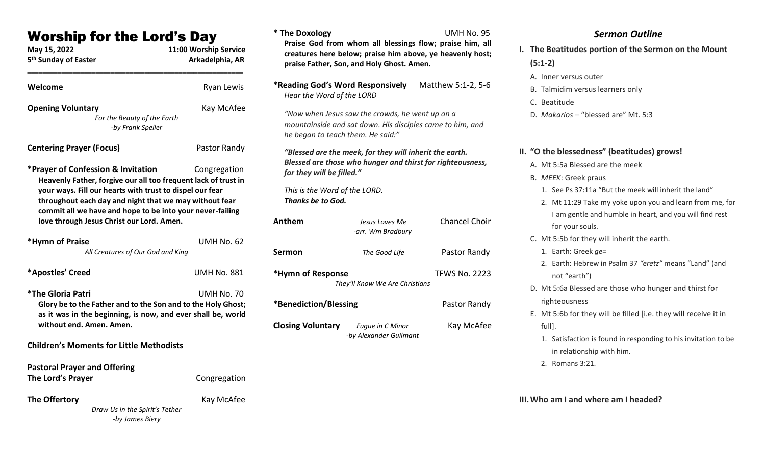# Worship for the Lord's Day

**May 15, 2022** — **11:00 Worship Service**
**5th Sunday of Easter** — **Arkadelphia, AR**

**Welcome** — Ryan Lewis

**Opening Voluntary** — Kay McAfee
*For the Beauty of the Earth*
*-by Frank Speller*

**Centering Prayer (Focus)** — Pastor Randy

**\*Prayer of Confession & Invitation** — Congregation
**Heavenly Father, forgive our all too frequent lack of trust in your ways. Fill our hearts with trust to dispel our fear throughout each day and night that we may without fear commit all we have and hope to be into your never-failing love through Jesus Christ our Lord. Amen.**

**\*Hymn of Praise** — UMH No. 62
*All Creatures of Our God and King*

**\*Apostles' Creed** — UMH No. 881

**\*The Gloria Patri** — UMH No. 70
**Glory be to the Father and to the Son and to the Holy Ghost; as it was in the beginning, is now, and ever shall be, world without end. Amen. Amen.**

**Children's Moments for Little Methodists**

**Pastoral Prayer and Offering**
**The Lord's Prayer** — Congregation

**The Offertory** — Kay McAfee
*Draw Us in the Spirit's Tether*
*-by James Biery*

**\* The Doxology** — UMH No. 95
**Praise God from whom all blessings flow; praise him, all creatures here below; praise him above, ye heavenly host; praise Father, Son, and Holy Ghost. Amen.**

**\*Reading God's Word Responsively** — Matthew 5:1-2, 5-6
*Hear the Word of the LORD*

*"Now when Jesus saw the crowds, he went up on a mountainside and sat down. His disciples came to him, and he began to teach them. He said:"*

***"Blessed are the meek, for they will inherit the earth. Blessed are those who hunger and thirst for righteousness, for they will be filled."***

*This is the Word of the LORD.*
***Thanks be to God.***

**Anthem** — *Jesus Loves Me* *-arr. Wm Bradbury* — Chancel Choir

**Sermon** — *The Good Life* — Pastor Randy

**\*Hymn of Response** — TFWS No. 2223
*They'll Know We Are Christians*

**\*Benediction/Blessing** — Pastor Randy

**Closing Voluntary** — *Fugue in C Minor* *-by Alexander Guilmant* — Kay McAfee

## *Sermon Outline*

**I. The Beatitudes portion of the Sermon on the Mount (5:1-2)**

A. Inner versus outer
B. Talmidim versus learners only
C. Beatitude
D. *Makarios* – "blessed are" Mt. 5:3

**II. "O the blessedness" (beatitudes) grows!**

A. Mt 5:5a Blessed are the meek
B. *MEEK*: Greek praus
 1. See Ps 37:11a "But the meek will inherit the land"
 2. Mt 11:29 Take my yoke upon you and learn from me, for I am gentle and humble in heart, and you will find rest for your souls.
C. Mt 5:5b for they will inherit the earth.
 1. Earth: Greek *ge=*
 2. Earth: Hebrew in Psalm 37 *"eretz"* means "Land" (and not "earth")
D. Mt 5:6a Blessed are those who hunger and thirst for righteousness
E. Mt 5:6b for they will be filled [i.e. they will receive it in full].
 1. Satisfaction is found in responding to his invitation to be in relationship with him.
 2. Romans 3:21.

**III. Who am I and where am I headed?**